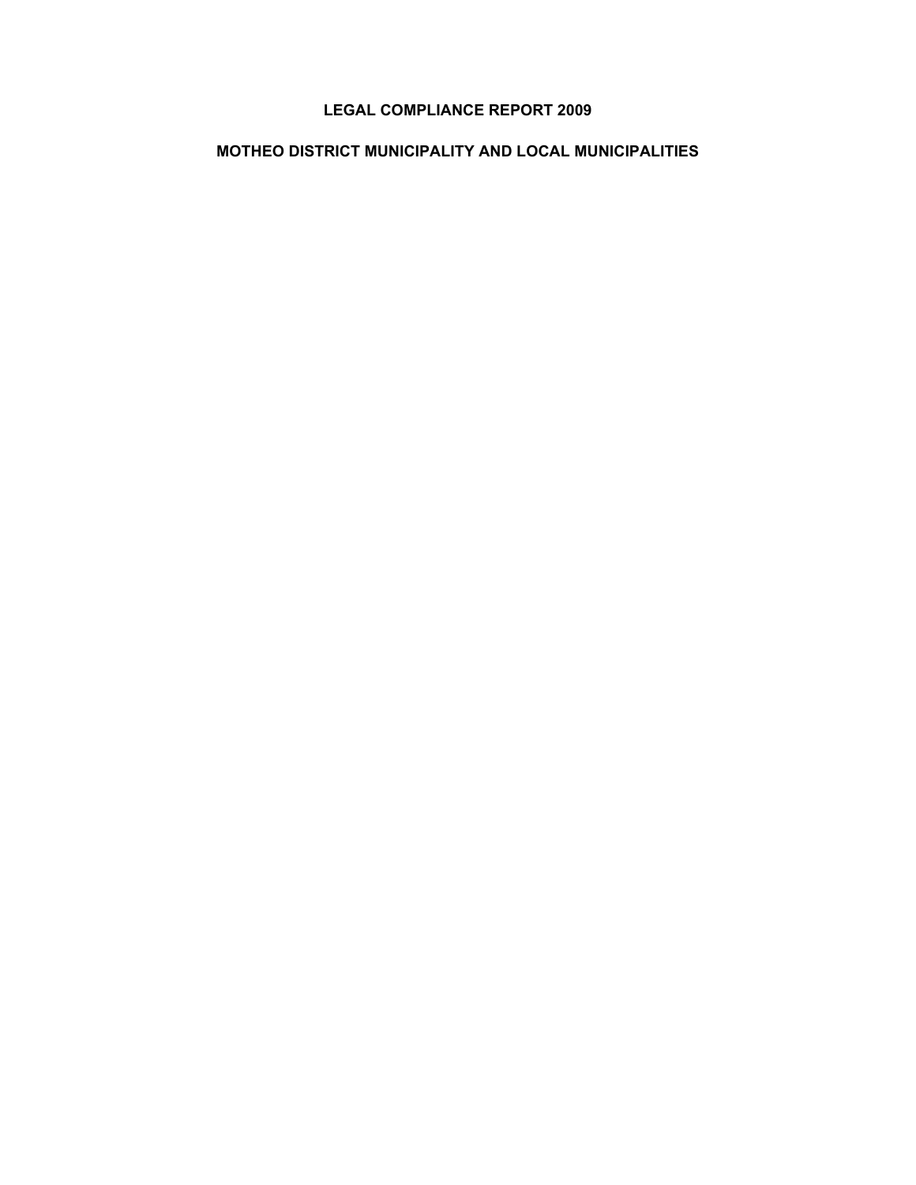# LEGAL COMPLIANCE REPORT 2009

## MOTHEO DISTRICT MUNICIPALITY AND LOCAL MUNICIPALITIES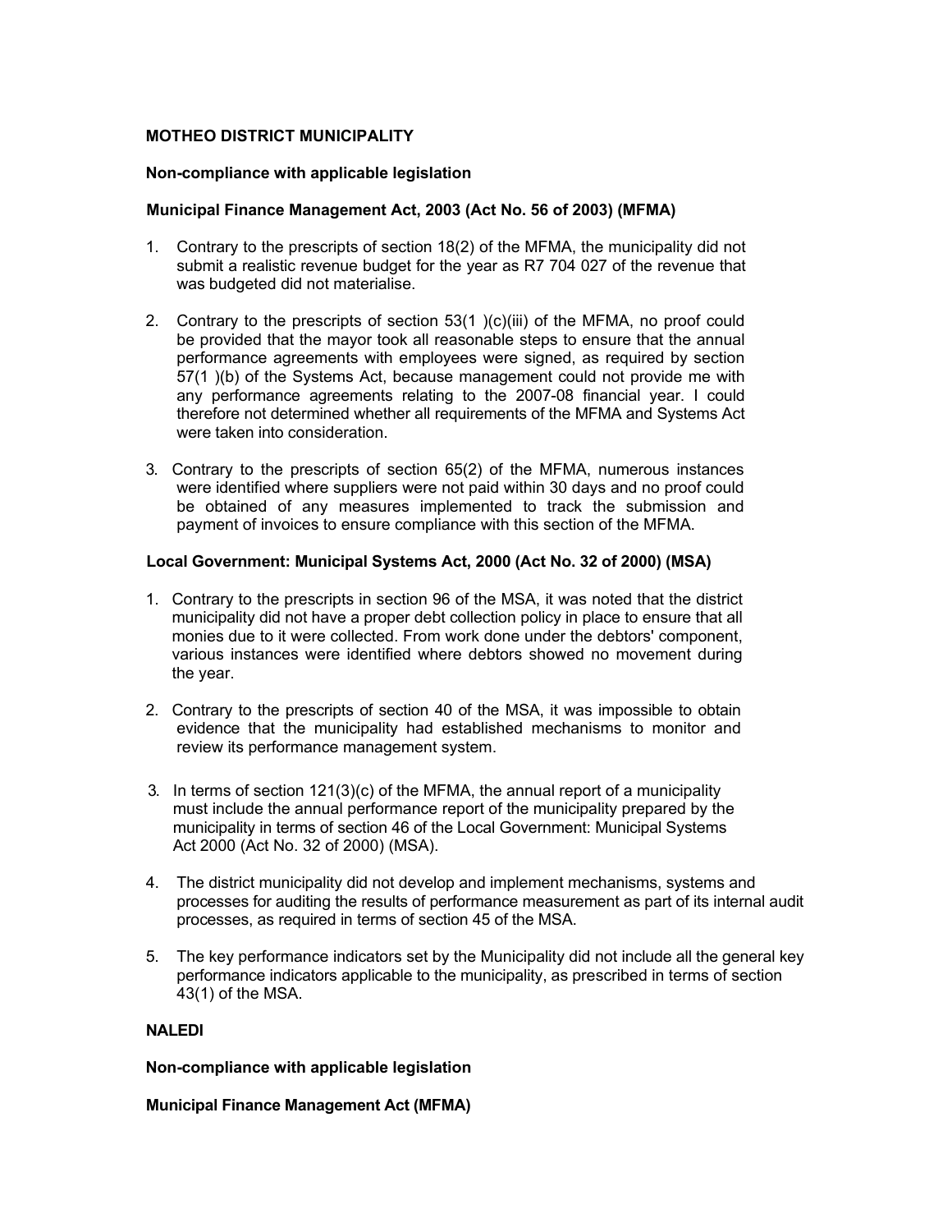**MOTHEO DISTRICT MUNICIPALITY**

**Non-compliance with applicable legislation**

**Municipal Finance Management Act, 2003 (Act No. 56 of 2003) (MFMA)**

1. Contrary to the prescripts of section 18(2) of the MFMA, the municipality did not submit a realistic revenue budget for the year as R7 704 027 of the revenue that was budgeted did not materialise.

2. Contrary to the prescripts of section 53(1 )(c)(iii) of the MFMA, no proof could be provided that the mayor took all reasonable steps to ensure that the annual performance agreements with employees were signed, as required by section 57(1 )(b) of the Systems Act, because management could not provide me with any performance agreements relating to the 2007-08 financial year. I could therefore not determined whether all requirements of the MFMA and Systems Act were taken into consideration.

3. Contrary to the prescripts of section 65(2) of the MFMA, numerous instances were identified where suppliers were not paid within 30 days and no proof could be obtained of any measures implemented to track the submission and payment of invoices to ensure compliance with this section of the MFMA.

**Local Government: Municipal Systems Act, 2000 (Act No. 32 of 2000) (MSA)**

1. Contrary to the prescripts in section 96 of the MSA, it was noted that the district municipality did not have a proper debt collection policy in place to ensure that all monies due to it were collected. From work done under the debtors' component, various instances were identified where debtors showed no movement during the year.

2. Contrary to the prescripts of section 40 of the MSA, it was impossible to obtain evidence that the municipality had established mechanisms to monitor and review its performance management system.

3. In terms of section 121(3)(c) of the MFMA, the annual report of a municipality must include the annual performance report of the municipality prepared by the municipality in terms of section 46 of the Local Government: Municipal Systems Act 2000 (Act No. 32 of 2000) (MSA).

4. The district municipality did not develop and implement mechanisms, systems and processes for auditing the results of performance measurement as part of its internal audit processes, as required in terms of section 45 of the MSA.

5. The key performance indicators set by the Municipality did not include all the general key performance indicators applicable to the municipality, as prescribed in terms of section 43(1) of the MSA.

**NALEDI**

**Non-compliance with applicable legislation**

**Municipal Finance Management Act (MFMA)**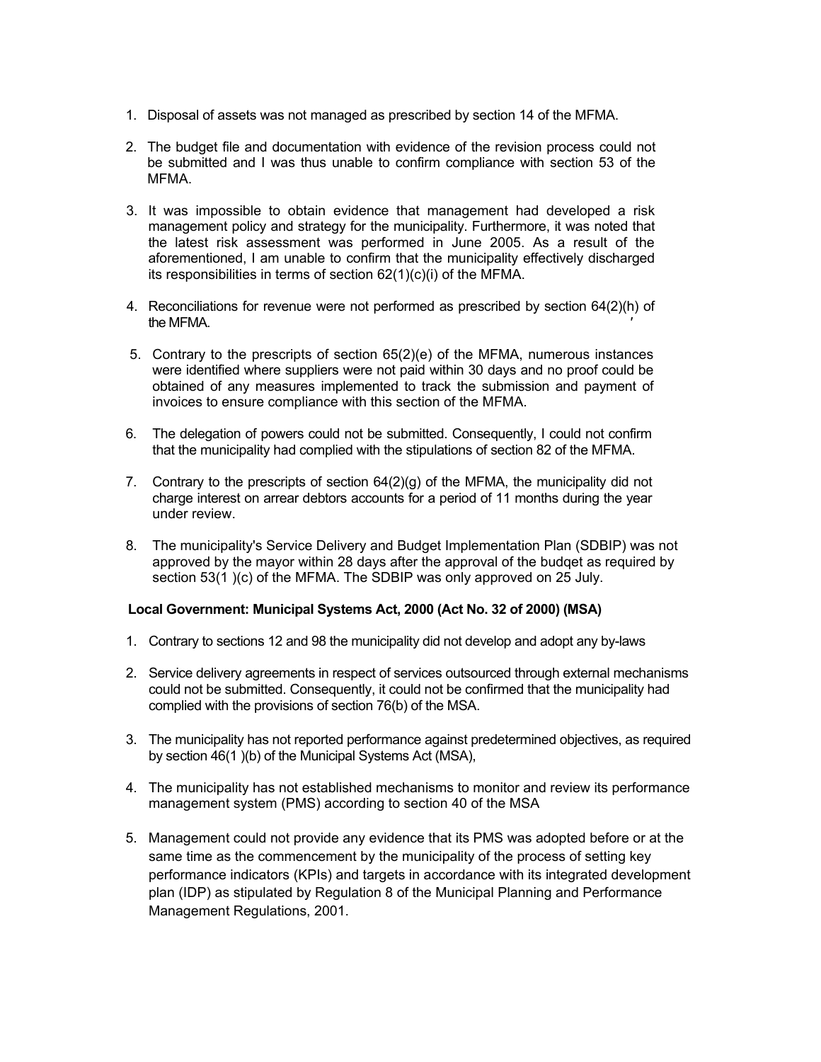1. Disposal of assets was not managed as prescribed by section 14 of the MFMA.

2. The budget file and documentation with evidence of the revision process could not be submitted and I was thus unable to confirm compliance with section 53 of the MFMA.

3. It was impossible to obtain evidence that management had developed a risk management policy and strategy for the municipality. Furthermore, it was noted that the latest risk assessment was performed in June 2005. As a result of the aforementioned, I am unable to confirm that the municipality effectively discharged its responsibilities in terms of section 62(1)(c)(i) of the MFMA.

4. Reconciliations for revenue were not performed as prescribed by section 64(2)(h) of the MFMA.

5. Contrary to the prescripts of section 65(2)(e) of the MFMA, numerous instances were identified where suppliers were not paid within 30 days and no proof could be obtained of any measures implemented to track the submission and payment of invoices to ensure compliance with this section of the MFMA.

6. The delegation of powers could not be submitted. Consequently, I could not confirm that the municipality had complied with the stipulations of section 82 of the MFMA.

7. Contrary to the prescripts of section 64(2)(g) of the MFMA, the municipality did not charge interest on arrear debtors accounts for a period of 11 months during the year under review.

8. The municipality's Service Delivery and Budget Implementation Plan (SDBIP) was not approved by the mayor within 28 days after the approval of the budqet as required by section 53(1 )(c) of the MFMA. The SDBIP was only approved on 25 July.

**Local Government: Municipal Systems Act, 2000 (Act No. 32 of 2000) (MSA)**

1. Contrary to sections 12 and 98 the municipality did not develop and adopt any by-laws

2. Service delivery agreements in respect of services outsourced through external mechanisms could not be submitted. Consequently, it could not be confirmed that the municipality had complied with the provisions of section 76(b) of the MSA.

3. The municipality has not reported performance against predetermined objectives, as required by section 46(1 )(b) of the Municipal Systems Act (MSA),

4. The municipality has not established mechanisms to monitor and review its performance management system (PMS) according to section 40 of the MSA

5. Management could not provide any evidence that its PMS was adopted before or at the same time as the commencement by the municipality of the process of setting key performance indicators (KPIs) and targets in accordance with its integrated development plan (IDP) as stipulated by Regulation 8 of the Municipal Planning and Performance Management Regulations, 2001.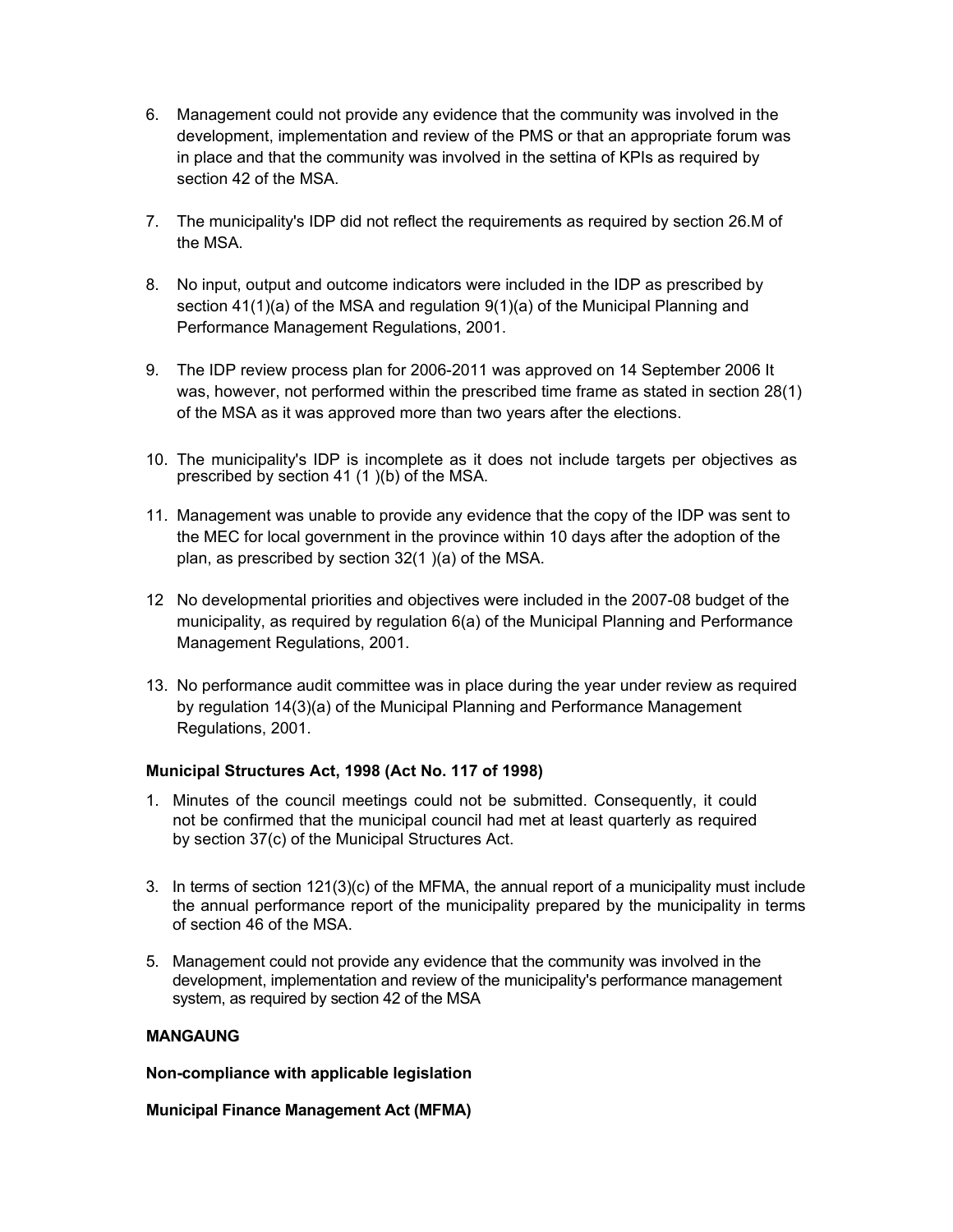6. Management could not provide any evidence that the community was involved in the development, implementation and review of the PMS or that an appropriate forum was in place and that the community was involved in the settina of KPIs as required by section 42 of the MSA.

7. The municipality's IDP did not reflect the requirements as required by section 26.M of the MSA.

8. No input, output and outcome indicators were included in the IDP as prescribed by section 41(1)(a) of the MSA and regulation 9(1)(a) of the Municipal Planning and Performance Management Regulations, 2001.

9. The IDP review process plan for 2006-2011 was approved on 14 September 2006 It was, however, not performed within the prescribed time frame as stated in section 28(1) of the MSA as it was approved more than two years after the elections.

10. The municipality's IDP is incomplete as it does not include targets per objectives as prescribed by section 41 (1 )(b) of the MSA.

11. Management was unable to provide any evidence that the copy of the IDP was sent to the MEC for local government in the province within 10 days after the adoption of the plan, as prescribed by section 32(1 )(a) of the MSA.

12 No developmental priorities and objectives were included in the 2007-08 budget of the municipality, as required by regulation 6(a) of the Municipal Planning and Performance Management Regulations, 2001.

13. No performance audit committee was in place during the year under review as required by regulation 14(3)(a) of the Municipal Planning and Performance Management Regulations, 2001.

**Municipal Structures Act, 1998 (Act No. 117 of 1998)**

1. Minutes of the council meetings could not be submitted. Consequently, it could not be confirmed that the municipal council had met at least quarterly as required by section 37(c) of the Municipal Structures Act.

3. In terms of section 121(3)(c) of the MFMA, the annual report of a municipality must include the annual performance report of the municipality prepared by the municipality in terms of section 46 of the MSA.

5. Management could not provide any evidence that the community was involved in the development, implementation and review of the municipality's performance management system, as required by section 42 of the MSA

**MANGAUNG**

**Non-compliance with applicable legislation**

**Municipal Finance Management Act (MFMA)**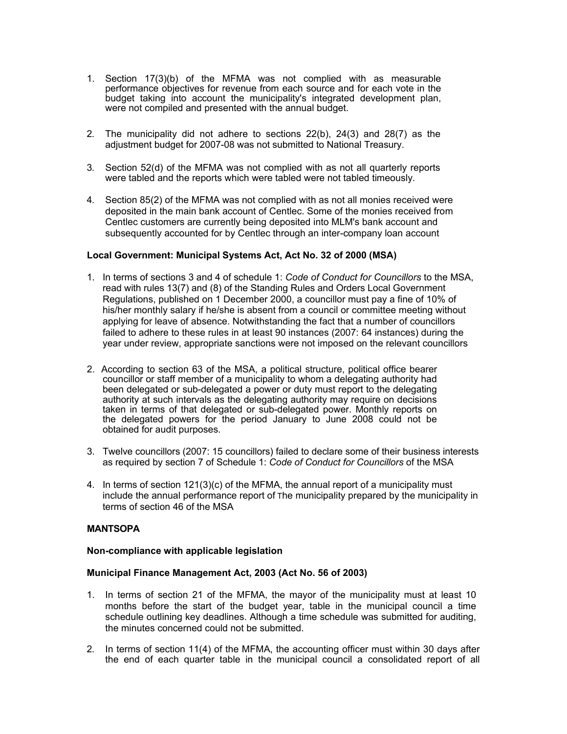1. Section 17(3)(b) of the MFMA was not complied with as measurable performance objectives for revenue from each source and for each vote in the budget taking into account the municipality's integrated development plan, were not compiled and presented with the annual budget.

2. The municipality did not adhere to sections 22(b), 24(3) and 28(7) as the adjustment budget for 2007-08 was not submitted to National Treasury.

3. Section 52(d) of the MFMA was not complied with as not all quarterly reports were tabled and the reports which were tabled were not tabled timeously.

4. Section 85(2) of the MFMA was not complied with as not all monies received were deposited in the main bank account of Centlec. Some of the monies received from Centlec customers are currently being deposited into MLM's bank account and subsequently accounted for by Centlec through an inter-company loan account

**Local Government: Municipal Systems Act, Act No. 32 of 2000 (MSA)**

1. In terms of sections 3 and 4 of schedule 1: *Code of Conduct for Councillors* to the MSA, read with rules 13(7) and (8) of the Standing Rules and Orders Local Government Regulations, published on 1 December 2000, a councillor must pay a fine of 10% of his/her monthly salary if he/she is absent from a council or committee meeting without applying for leave of absence. Notwithstanding the fact that a number of councillors failed to adhere to these rules in at least 90 instances (2007: 64 instances) during the year under review, appropriate sanctions were not imposed on the relevant councillors

2. According to section 63 of the MSA, a political structure, political office bearer councillor or staff member of a municipality to whom a delegating authority had been delegated or sub-delegated a power or duty must report to the delegating authority at such intervals as the delegating authority may require on decisions taken in terms of that delegated or sub-delegated power. Monthly reports on the delegated powers for the period January to June 2008 could not be obtained for audit purposes.

3. Twelve councillors (2007: 15 councillors) failed to declare some of their business interests as required by section 7 of Schedule 1: *Code of Conduct for Councillors* of the MSA

4. In terms of section 121(3)(c) of the MFMA, the annual report of a municipality must include the annual performance report of The municipality prepared by the municipality in terms of section 46 of the MSA

**MANTSOPA**

**Non-compliance with applicable legislation**

**Municipal Finance Management Act, 2003 (Act No. 56 of 2003)**

1. In terms of section 21 of the MFMA, the mayor of the municipality must at least 10 months before the start of the budget year, table in the municipal council a time schedule outlining key deadlines. Although a time schedule was submitted for auditing, the minutes concerned could not be submitted.

2. In terms of section 11(4) of the MFMA, the accounting officer must within 30 days after the end of each quarter table in the municipal council a consolidated report of all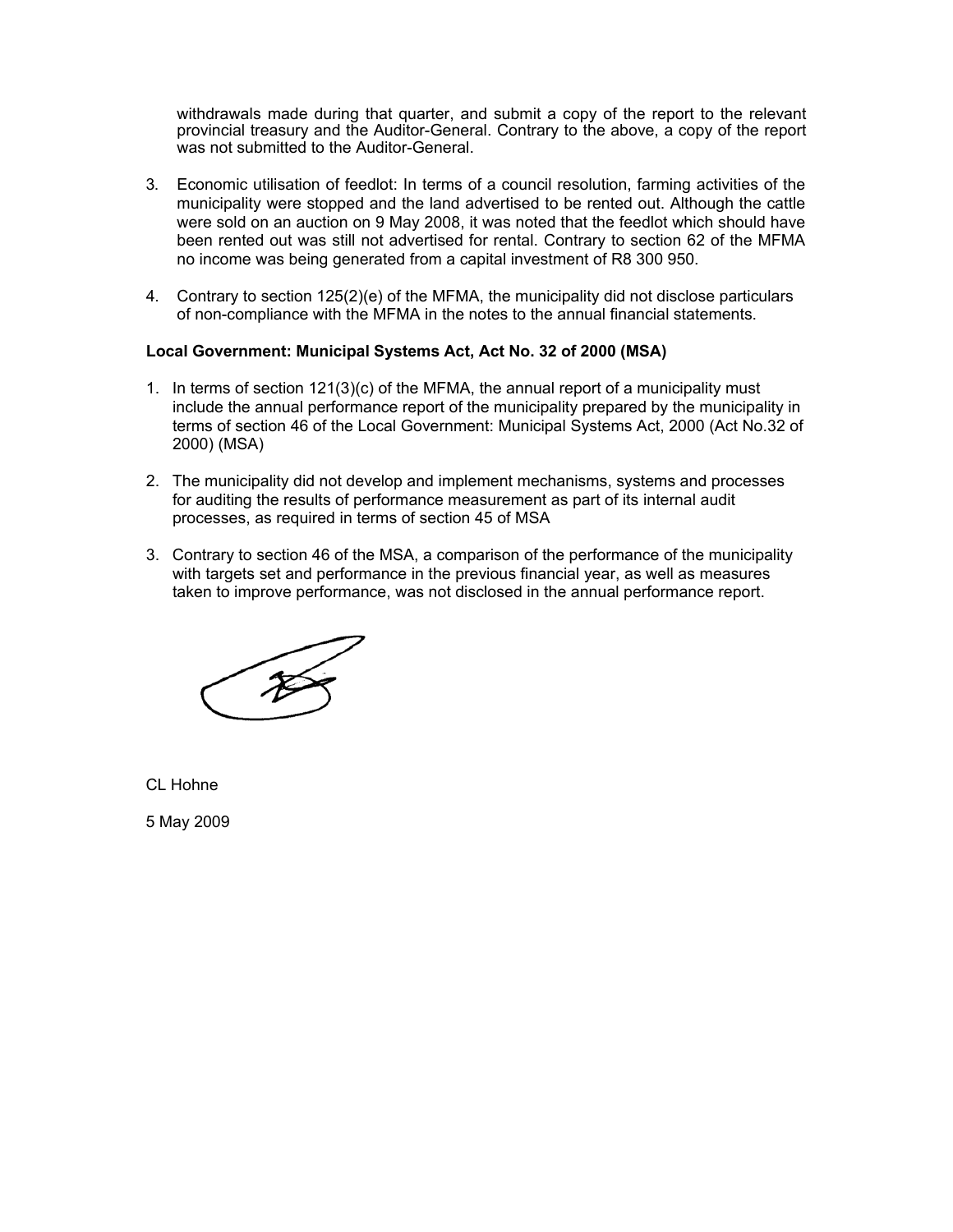withdrawals made during that quarter, and submit a copy of the report to the relevant provincial treasury and the Auditor-General. Contrary to the above, a copy of the report was not submitted to the Auditor-General.

3. Economic utilisation of feedlot: In terms of a council resolution, farming activities of the municipality were stopped and the land advertised to be rented out. Although the cattle were sold on an auction on 9 May 2008, it was noted that the feedlot which should have been rented out was still not advertised for rental. Contrary to section 62 of the MFMA no income was being generated from a capital investment of R8 300 950.

4. Contrary to section 125(2)(e) of the MFMA, the municipality did not disclose particulars of non-compliance with the MFMA in the notes to the annual financial statements.

**Local Government: Municipal Systems Act, Act No. 32 of 2000 (MSA)**

1. In terms of section 121(3)(c) of the MFMA, the annual report of a municipality must include the annual performance report of the municipality prepared by the municipality in terms of section 46 of the Local Government: Municipal Systems Act, 2000 (Act No.32 of 2000) (MSA)

2. The municipality did not develop and implement mechanisms, systems and processes for auditing the results of performance measurement as part of its internal audit processes, as required in terms of section 45 of MSA

3. Contrary to section 46 of the MSA, a comparison of the performance of the municipality with targets set and performance in the previous financial year, as well as measures taken to improve performance, was not disclosed in the annual performance report.

CL Hohne

5 May 2009